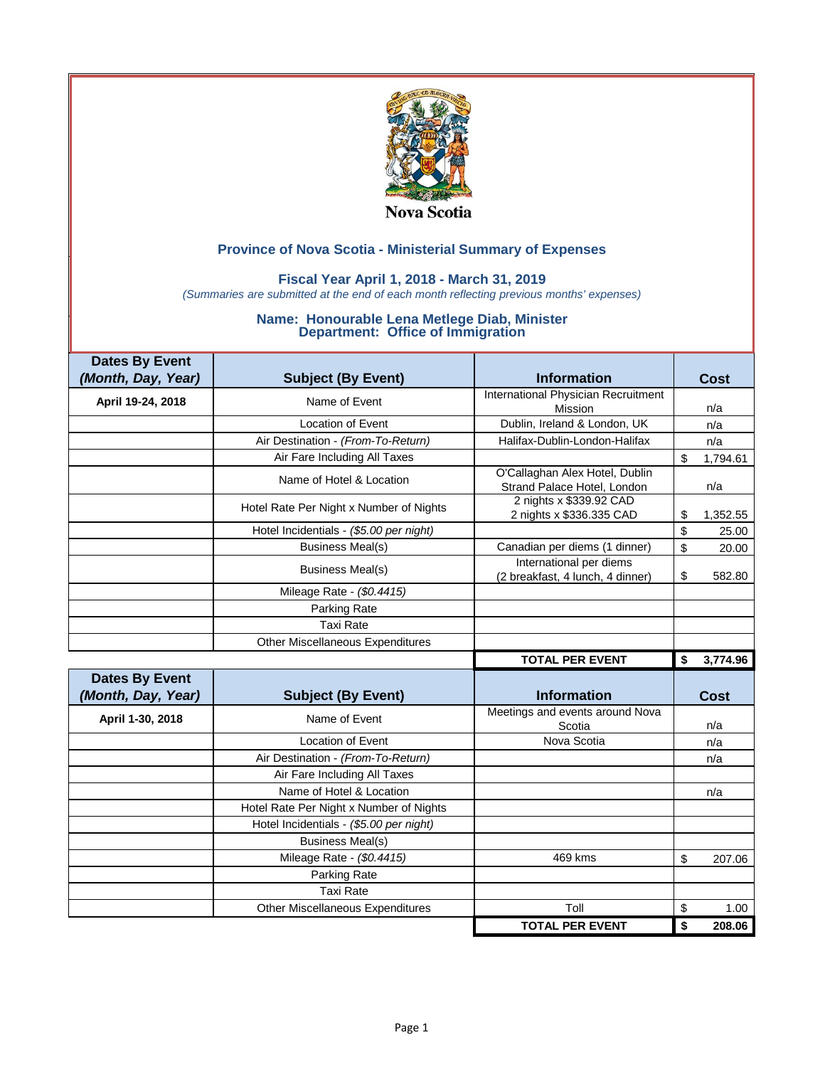Nova Scotia

## Province of Nova Scotia - Ministerial Summary of Expenses

### Fiscal Year April 1, 2018 - March 31, 2019

*(Summaries are submitted at the end of each month reflecting previous months' expenses)*

### Name: Honourable Lena Metlege Diab, Minister
### Department: Office of Immigration

| Dates By Event *(Month, Day, Year)* | Subject (By Event) | Information | Cost |
|---|---|---|---|
| April 19-24, 2018 | Name of Event | International Physician Recruitment Mission | n/a |
| | Location of Event | Dublin, Ireland & London, UK | n/a |
| | Air Destination - *(From-To-Return)* | Halifax-Dublin-London-Halifax | n/a |
| | Air Fare Including All Taxes | | $ 1,794.61 |
| | Name of Hotel & Location | O'Callaghan Alex Hotel, Dublin<br>Strand Palace Hotel, London | n/a |
| | Hotel Rate Per Night x Number of Nights | 2 nights x $339.92 CAD<br>2 nights x $336.335 CAD | $ 1,352.55 |
| | Hotel Incidentials - *($5.00 per night)* | | $ 25.00 |
| | Business Meal(s) | Canadian per diems (1 dinner) | $ 20.00 |
| | Business Meal(s) | International per diems<br>(2 breakfast, 4 lunch, 4 dinner) | $ 582.80 |
| | Mileage Rate - *($0.4415)* | | |
| | Parking Rate | | |
| | Taxi Rate | | |
| | Other Miscellaneous Expenditures | | |
| | | **TOTAL PER EVENT** | **$ 3,774.96** |

| Dates By Event *(Month, Day, Year)* | Subject (By Event) | Information | Cost |
|---|---|---|---|
| April 1-30, 2018 | Name of Event | Meetings and events around Nova Scotia | n/a |
| | Location of Event | Nova Scotia | n/a |
| | Air Destination - *(From-To-Return)* | | n/a |
| | Air Fare Including All Taxes | | |
| | Name of Hotel & Location | | n/a |
| | Hotel Rate Per Night x Number of Nights | | |
| | Hotel Incidentials - *($5.00 per night)* | | |
| | Business Meal(s) | | |
| | Mileage Rate - *($0.4415)* | 469 kms | $ 207.06 |
| | Parking Rate | | |
| | Taxi Rate | | |
| | Other Miscellaneous Expenditures | Toll | $ 1.00 |
| | | **TOTAL PER EVENT** | **$ 208.06** |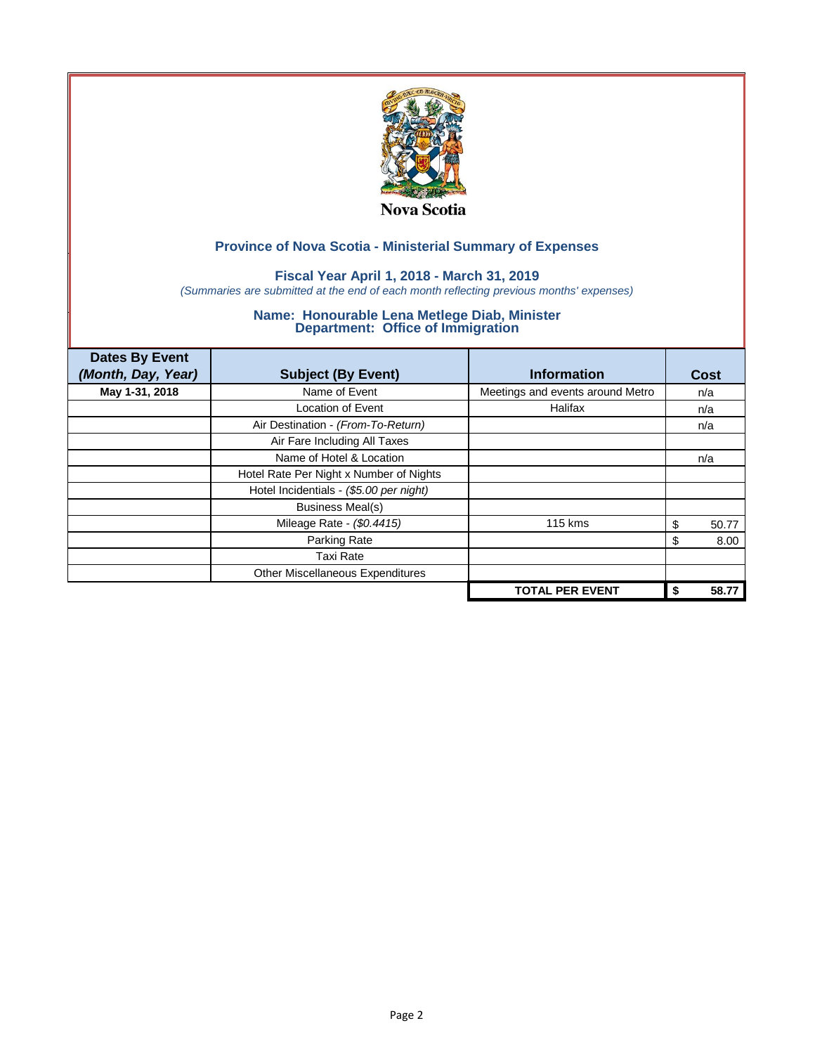Nova Scotia

## Province of Nova Scotia - Ministerial Summary of Expenses

### Fiscal Year April 1, 2018 - March 31, 2019

*(Summaries are submitted at the end of each month reflecting previous months' expenses)*

### Name: Honourable Lena Metlege Diab, Minister
### Department: Office of Immigration

| Dates By Event *(Month, Day, Year)* | Subject (By Event) | Information | Cost |
|---|---|---|---|
| May 1-31, 2018 | Name of Event | Meetings and events around Metro | n/a |
| | Location of Event | Halifax | n/a |
| | Air Destination - *(From-To-Return)* | | n/a |
| | Air Fare Including All Taxes | | |
| | Name of Hotel & Location | | n/a |
| | Hotel Rate Per Night x Number of Nights | | |
| | Hotel Incidentials - *($5.00 per night)* | | |
| | Business Meal(s) | | |
| | Mileage Rate - *($0.4415)* | 115 kms | $ 50.77 |
| | Parking Rate | | $ 8.00 |
| | Taxi Rate | | |
| | Other Miscellaneous Expenditures | | |
| | | **TOTAL PER EVENT** | **$ 58.77** |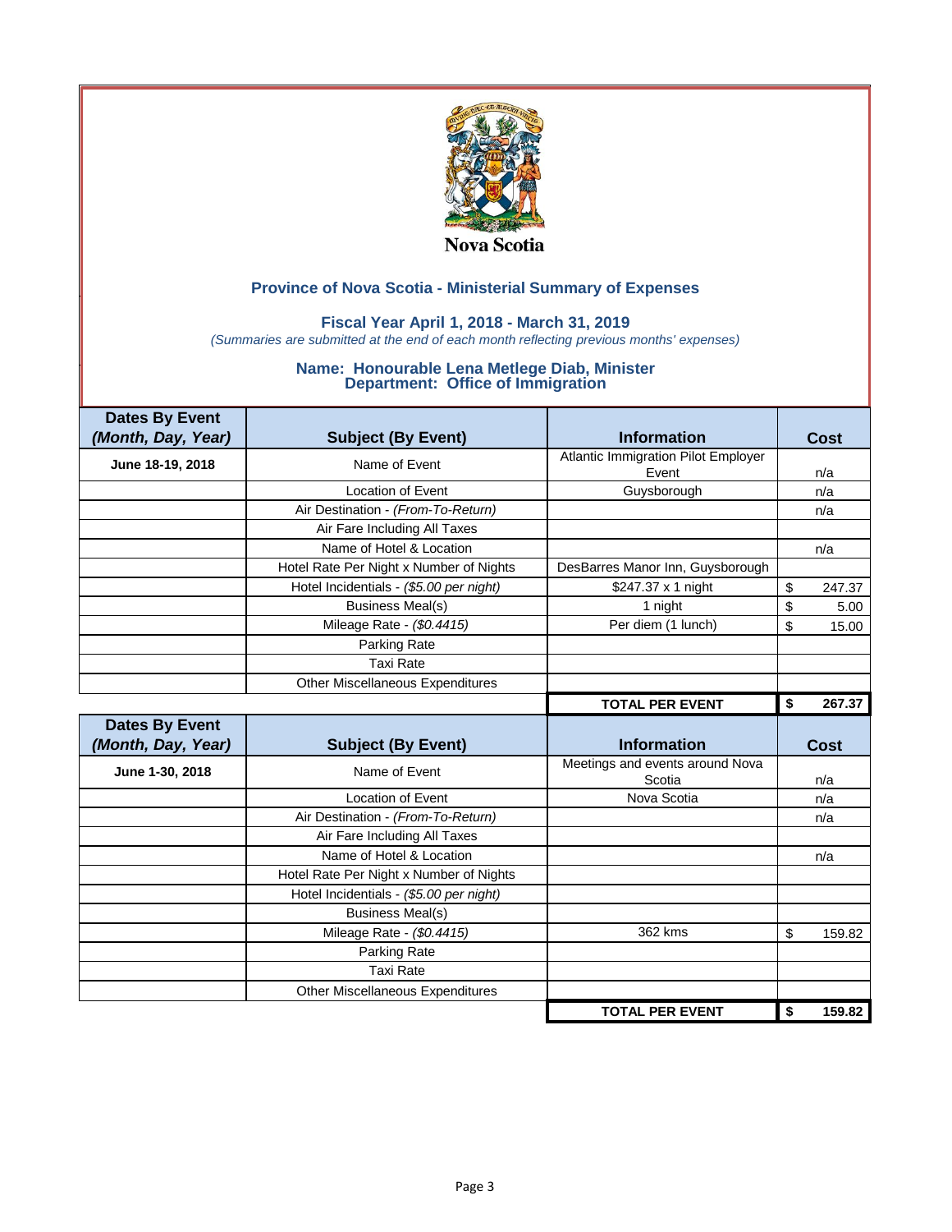Nova Scotia

## Province of Nova Scotia - Ministerial Summary of Expenses

### Fiscal Year April 1, 2018 - March 31, 2019

*(Summaries are submitted at the end of each month reflecting previous months' expenses)*

### Name: Honourable Lena Metlege Diab, Minister
### Department: Office of Immigration

| Dates By Event *(Month, Day, Year)* | Subject (By Event) | Information | Cost |
|---|---|---|---|
| June 18-19, 2018 | Name of Event | Atlantic Immigration Pilot Employer Event | n/a |
| | Location of Event | Guysborough | n/a |
| | Air Destination - *(From-To-Return)* | | n/a |
| | Air Fare Including All Taxes | | |
| | Name of Hotel & Location | | n/a |
| | Hotel Rate Per Night x Number of Nights | DesBarres Manor Inn, Guysborough | |
| | Hotel Incidentials - *($5.00 per night)* | $247.37 x 1 night | $ 247.37 |
| | Business Meal(s) | 1 night | $ 5.00 |
| | Mileage Rate - *($0.4415)* | Per diem (1 lunch) | $ 15.00 |
| | Parking Rate | | |
| | Taxi Rate | | |
| | Other Miscellaneous Expenditures | | |
| | | **TOTAL PER EVENT** | **$ 267.37** |

| Dates By Event *(Month, Day, Year)* | Subject (By Event) | Information | Cost |
|---|---|---|---|
| June 1-30, 2018 | Name of Event | Meetings and events around Nova Scotia | n/a |
| | Location of Event | Nova Scotia | n/a |
| | Air Destination - *(From-To-Return)* | | n/a |
| | Air Fare Including All Taxes | | |
| | Name of Hotel & Location | | n/a |
| | Hotel Rate Per Night x Number of Nights | | |
| | Hotel Incidentials - *($5.00 per night)* | | |
| | Business Meal(s) | | |
| | Mileage Rate - *($0.4415)* | 362 kms | $ 159.82 |
| | Parking Rate | | |
| | Taxi Rate | | |
| | Other Miscellaneous Expenditures | | |
| | | **TOTAL PER EVENT** | **$ 159.82** |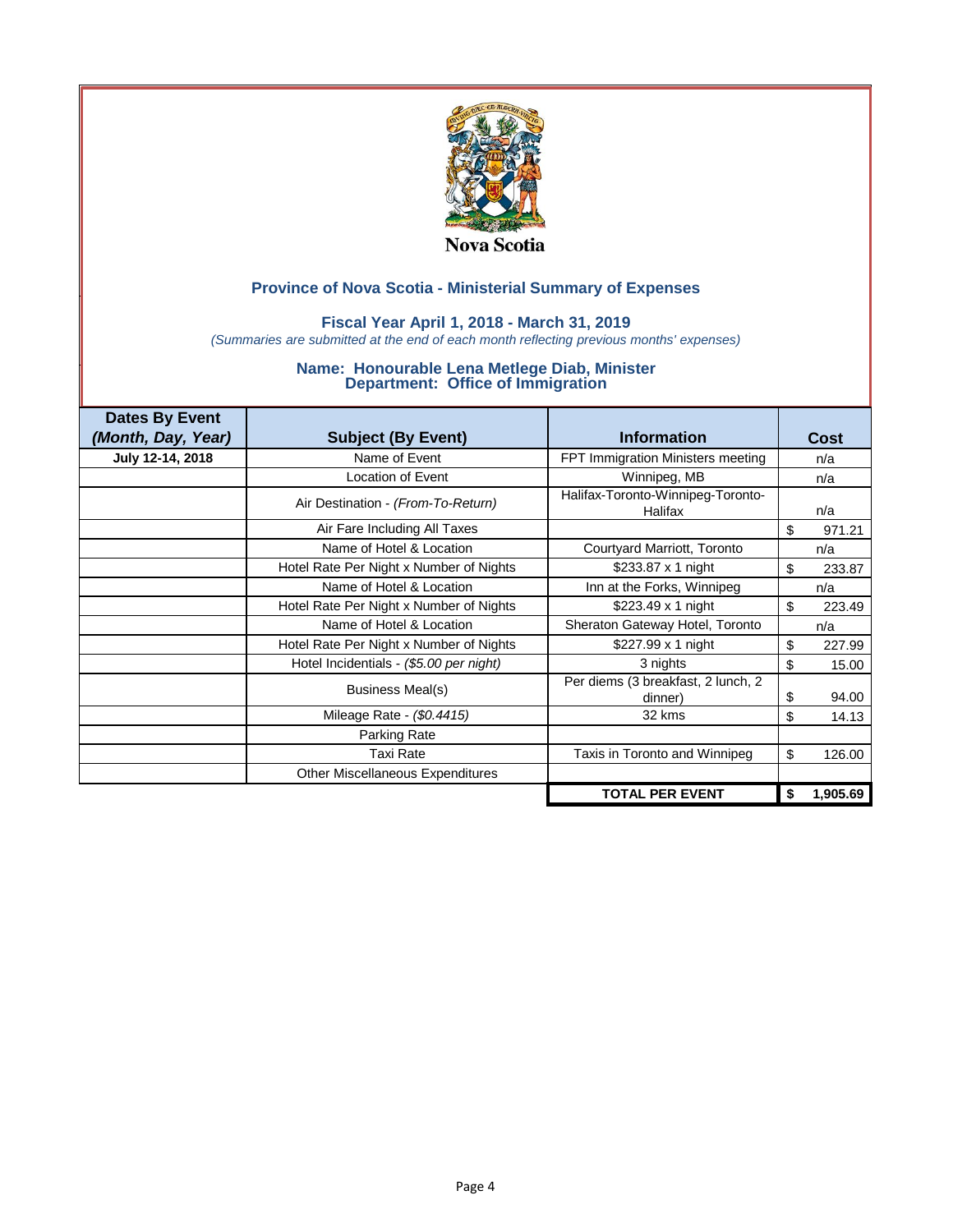Nova Scotia

## Province of Nova Scotia - Ministerial Summary of Expenses

### Fiscal Year April 1, 2018 - March 31, 2019

*(Summaries are submitted at the end of each month reflecting previous months' expenses)*

### Name: Honourable Lena Metlege Diab, Minister
### Department: Office of Immigration

| Dates By Event *(Month, Day, Year)* | Subject (By Event) | Information | Cost |
|---|---|---|---|
| **July 12-14, 2018** | Name of Event | FPT Immigration Ministers meeting | n/a |
| | Location of Event | Winnipeg, MB | n/a |
| | Air Destination - *(From-To-Return)* | Halifax-Toronto-Winnipeg-Toronto-Halifax | n/a |
| | Air Fare Including All Taxes | | $ 971.21 |
| | Name of Hotel & Location | Courtyard Marriott, Toronto | n/a |
| | Hotel Rate Per Night x Number of Nights | $233.87 x 1 night | $ 233.87 |
| | Name of Hotel & Location | Inn at the Forks, Winnipeg | n/a |
| | Hotel Rate Per Night x Number of Nights | $223.49 x 1 night | $ 223.49 |
| | Name of Hotel & Location | Sheraton Gateway Hotel, Toronto | n/a |
| | Hotel Rate Per Night x Number of Nights | $227.99 x 1 night | $ 227.99 |
| | Hotel Incidentials - *($5.00 per night)* | 3 nights | $ 15.00 |
| | Business Meal(s) | Per diems (3 breakfast, 2 lunch, 2 dinner) | $ 94.00 |
| | Mileage Rate - *($0.4415)* | 32 kms | $ 14.13 |
| | Parking Rate | | |
| | Taxi Rate | Taxis in Toronto and Winnipeg | $ 126.00 |
| | Other Miscellaneous Expenditures | | |
| | | **TOTAL PER EVENT** | **$ 1,905.69** |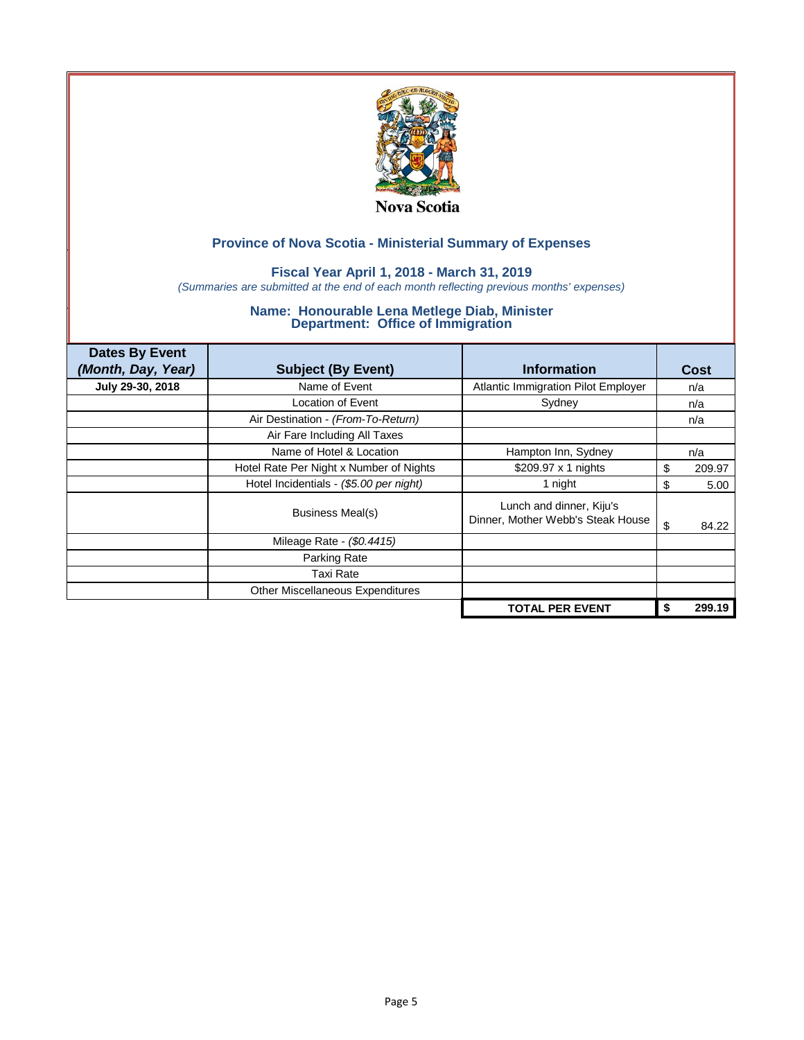Nova Scotia

## Province of Nova Scotia - Ministerial Summary of Expenses

### Fiscal Year April 1, 2018 - March 31, 2019

*(Summaries are submitted at the end of each month reflecting previous months' expenses)*

### Name: Honourable Lena Metlege Diab, Minister
### Department: Office of Immigration

| Dates By Event *(Month, Day, Year)* | Subject (By Event) | Information | Cost |
|---|---|---|---|
| **July 29-30, 2018** | Name of Event | Atlantic Immigration Pilot Employer | n/a |
| | Location of Event | Sydney | n/a |
| | Air Destination - *(From-To-Return)* | | n/a |
| | Air Fare Including All Taxes | | |
| | Name of Hotel & Location | Hampton Inn, Sydney | n/a |
| | Hotel Rate Per Night x Number of Nights | $209.97 x 1 nights | $ 209.97 |
| | Hotel Incidentials - *($5.00 per night)* | 1 night | $ 5.00 |
| | Business Meal(s) | Lunch and dinner, Kiju's Dinner, Mother Webb's Steak House | $ 84.22 |
| | Mileage Rate - *($0.4415)* | | |
| | Parking Rate | | |
| | Taxi Rate | | |
| | Other Miscellaneous Expenditures | | |
| | | **TOTAL PER EVENT** | **$ 299.19** |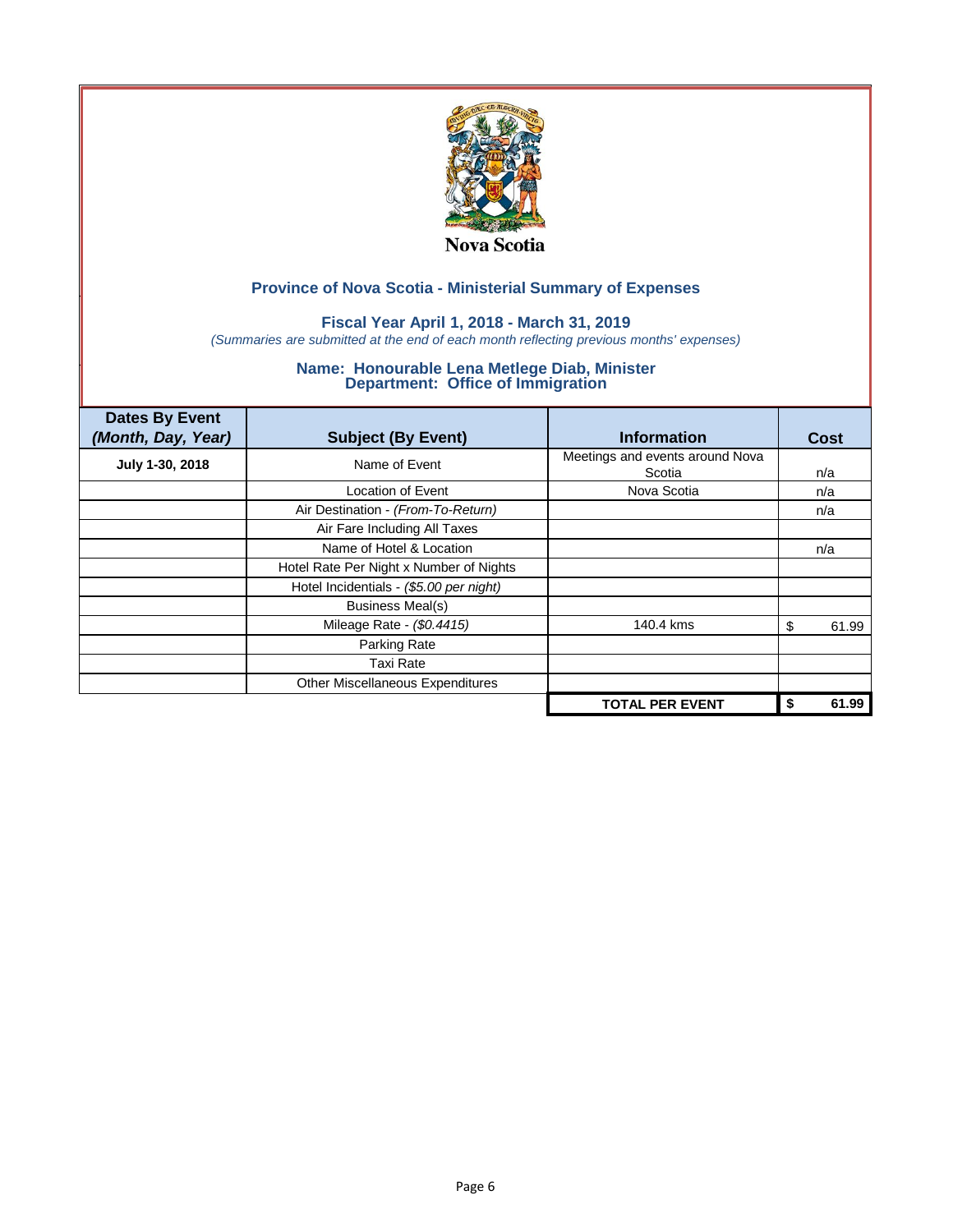Nova Scotia

## Province of Nova Scotia - Ministerial Summary of Expenses

### Fiscal Year April 1, 2018 - March 31, 2019

*(Summaries are submitted at the end of each month reflecting previous months' expenses)*

### Name: Honourable Lena Metlege Diab, Minister
### Department: Office of Immigration

| Dates By Event *(Month, Day, Year)* | Subject (By Event) | Information | Cost |
|---|---|---|---|
| **July 1-30, 2018** | Name of Event | Meetings and events around Nova Scotia | n/a |
| | Location of Event | Nova Scotia | n/a |
| | Air Destination - *(From-To-Return)* | | n/a |
| | Air Fare Including All Taxes | | |
| | Name of Hotel & Location | | n/a |
| | Hotel Rate Per Night x Number of Nights | | |
| | Hotel Incidentials - *($5.00 per night)* | | |
| | Business Meal(s) | | |
| | Mileage Rate - *($0.4415)* | 140.4 kms | $ 61.99 |
| | Parking Rate | | |
| | Taxi Rate | | |
| | Other Miscellaneous Expenditures | | |
| | | **TOTAL PER EVENT** | **$ 61.99** |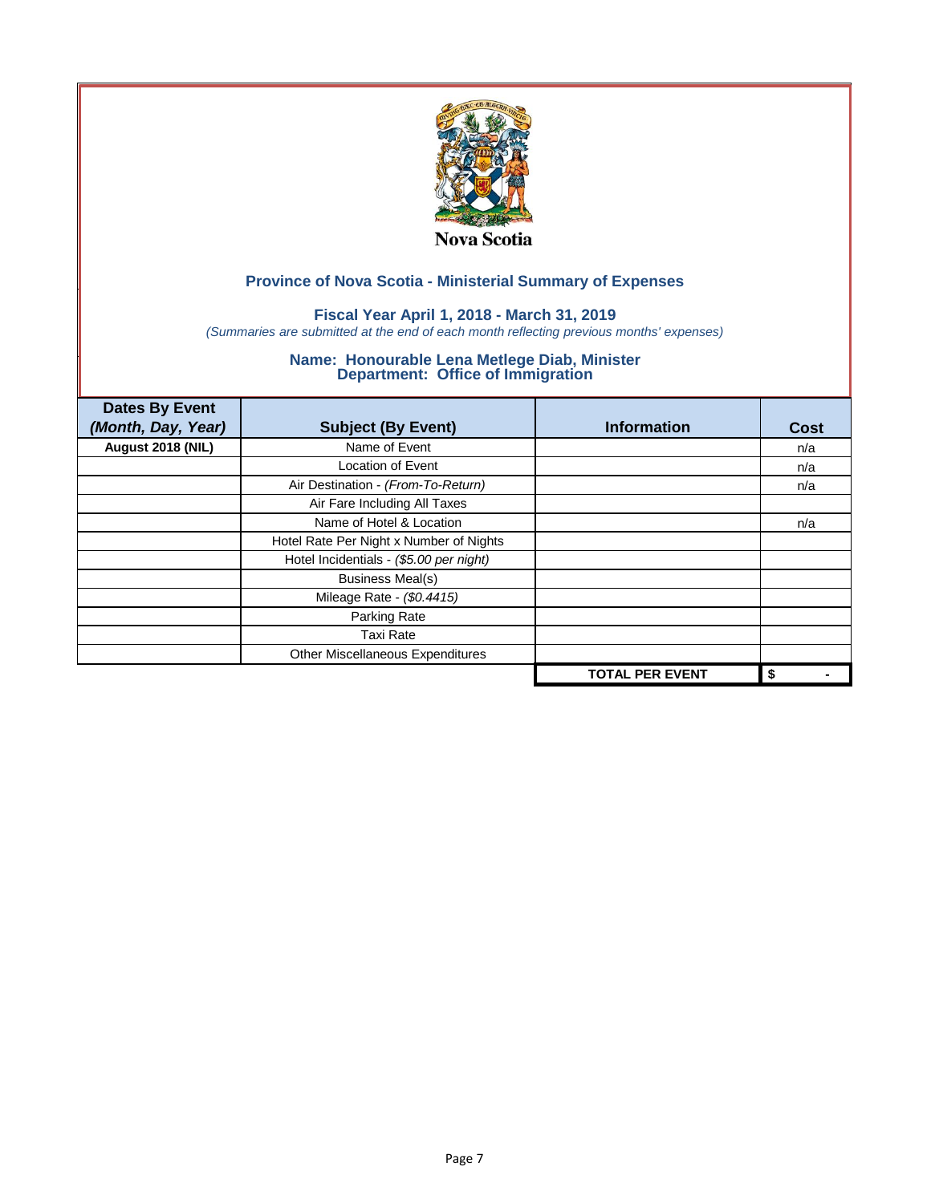Nova Scotia

## Province of Nova Scotia - Ministerial Summary of Expenses

### Fiscal Year April 1, 2018 - March 31, 2019

*(Summaries are submitted at the end of each month reflecting previous months' expenses)*

### Name: Honourable Lena Metlege Diab, Minister
### Department: Office of Immigration

| Dates By Event *(Month, Day, Year)* | Subject (By Event) | Information | Cost |
|---|---|---|---|
| **August 2018 (NIL)** | Name of Event | | n/a |
| | Location of Event | | n/a |
| | Air Destination - *(From-To-Return)* | | n/a |
| | Air Fare Including All Taxes | | |
| | Name of Hotel & Location | | n/a |
| | Hotel Rate Per Night x Number of Nights | | |
| | Hotel Incidentials - *($5.00 per night)* | | |
| | Business Meal(s) | | |
| | Mileage Rate - *($0.4415)* | | |
| | Parking Rate | | |
| | Taxi Rate | | |
| | Other Miscellaneous Expenditures | | |
| | | **TOTAL PER EVENT** | **$ -** |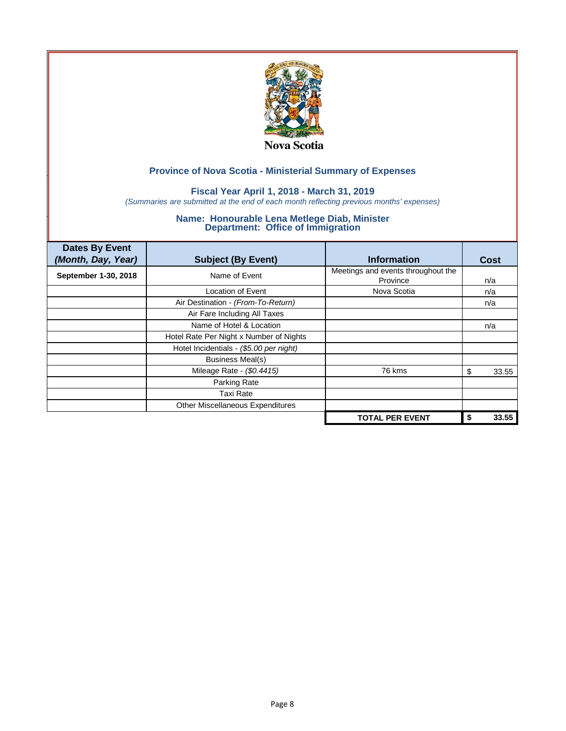Nova Scotia

## Province of Nova Scotia - Ministerial Summary of Expenses

### Fiscal Year April 1, 2018 - March 31, 2019

*(Summaries are submitted at the end of each month reflecting previous months' expenses)*

### Name: Honourable Lena Metlege Diab, Minister
### Department: Office of Immigration

| Dates By Event *(Month, Day, Year)* | Subject (By Event) | Information | Cost |
|---|---|---|---|
| **September 1-30, 2018** | Name of Event | Meetings and events throughout the Province | n/a |
| | Location of Event | Nova Scotia | n/a |
| | Air Destination - *(From-To-Return)* | | n/a |
| | Air Fare Including All Taxes | | |
| | Name of Hotel & Location | | n/a |
| | Hotel Rate Per Night x Number of Nights | | |
| | Hotel Incidentials - *($5.00 per night)* | | |
| | Business Meal(s) | | |
| | Mileage Rate - *($0.4415)* | 76 kms | $ 33.55 |
| | Parking Rate | | |
| | Taxi Rate | | |
| | Other Miscellaneous Expenditures | | |
| | | **TOTAL PER EVENT** | **$ 33.55** |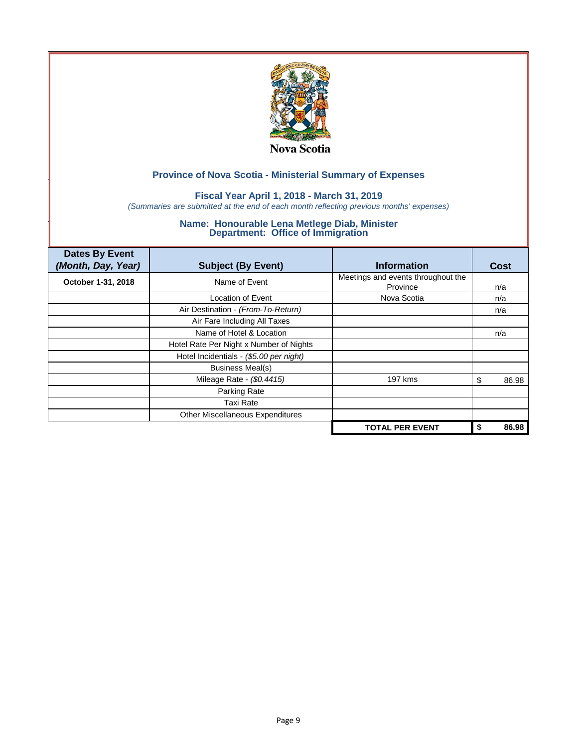Nova Scotia

## Province of Nova Scotia - Ministerial Summary of Expenses

### Fiscal Year April 1, 2018 - March 31, 2019

*(Summaries are submitted at the end of each month reflecting previous months' expenses)*

### Name: Honourable Lena Metlege Diab, Minister
### Department: Office of Immigration

| Dates By Event *(Month, Day, Year)* | Subject (By Event) | Information | Cost |
|---|---|---|---|
| **October 1-31, 2018** | Name of Event | Meetings and events throughout the Province | n/a |
| | Location of Event | Nova Scotia | n/a |
| | Air Destination - *(From-To-Return)* | | n/a |
| | Air Fare Including All Taxes | | |
| | Name of Hotel & Location | | n/a |
| | Hotel Rate Per Night x Number of Nights | | |
| | Hotel Incidentials - *($5.00 per night)* | | |
| | Business Meal(s) | | |
| | Mileage Rate - *($0.4415)* | 197 kms | $ 86.98 |
| | Parking Rate | | |
| | Taxi Rate | | |
| | Other Miscellaneous Expenditures | | |
| | | **TOTAL PER EVENT** | **$ 86.98** |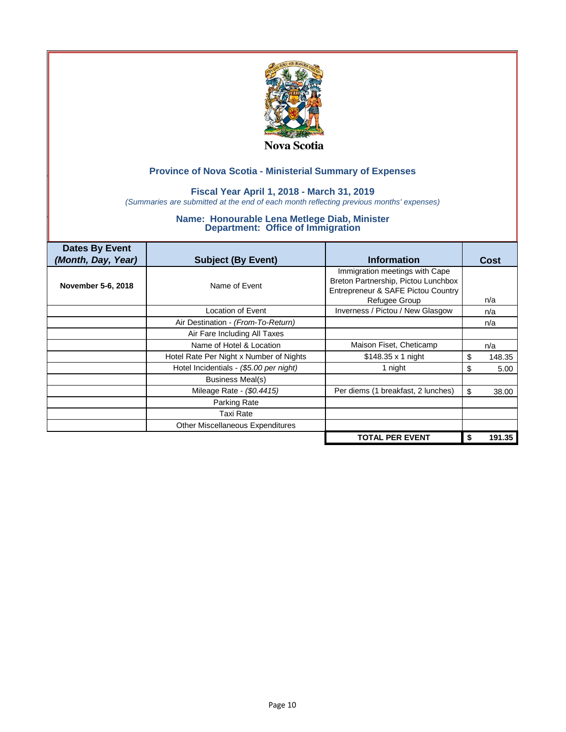Nova Scotia

## Province of Nova Scotia - Ministerial Summary of Expenses

### Fiscal Year April 1, 2018 - March 31, 2019

*(Summaries are submitted at the end of each month reflecting previous months' expenses)*

### Name: Honourable Lena Metlege Diab, Minister
### Department: Office of Immigration

| Dates By Event *(Month, Day, Year)* | Subject (By Event) | Information | Cost |
|---|---|---|---|
| **November 5-6, 2018** | Name of Event | Immigration meetings with Cape Breton Partnership, Pictou Lunchbox Entrepreneur & SAFE Pictou Country Refugee Group | n/a |
| | Location of Event | Inverness / Pictou / New Glasgow | n/a |
| | Air Destination - *(From-To-Return)* | | n/a |
| | Air Fare Including All Taxes | | |
| | Name of Hotel & Location | Maison Fiset, Cheticamp | n/a |
| | Hotel Rate Per Night x Number of Nights | $148.35 x 1 night | $ 148.35 |
| | Hotel Incidentials - *($5.00 per night)* | 1 night | $ 5.00 |
| | Business Meal(s) | | |
| | Mileage Rate - *($0.4415)* | Per diems (1 breakfast, 2 lunches) | $ 38.00 |
| | Parking Rate | | |
| | Taxi Rate | | |
| | Other Miscellaneous Expenditures | | |
| | | **TOTAL PER EVENT** | **$ 191.35** |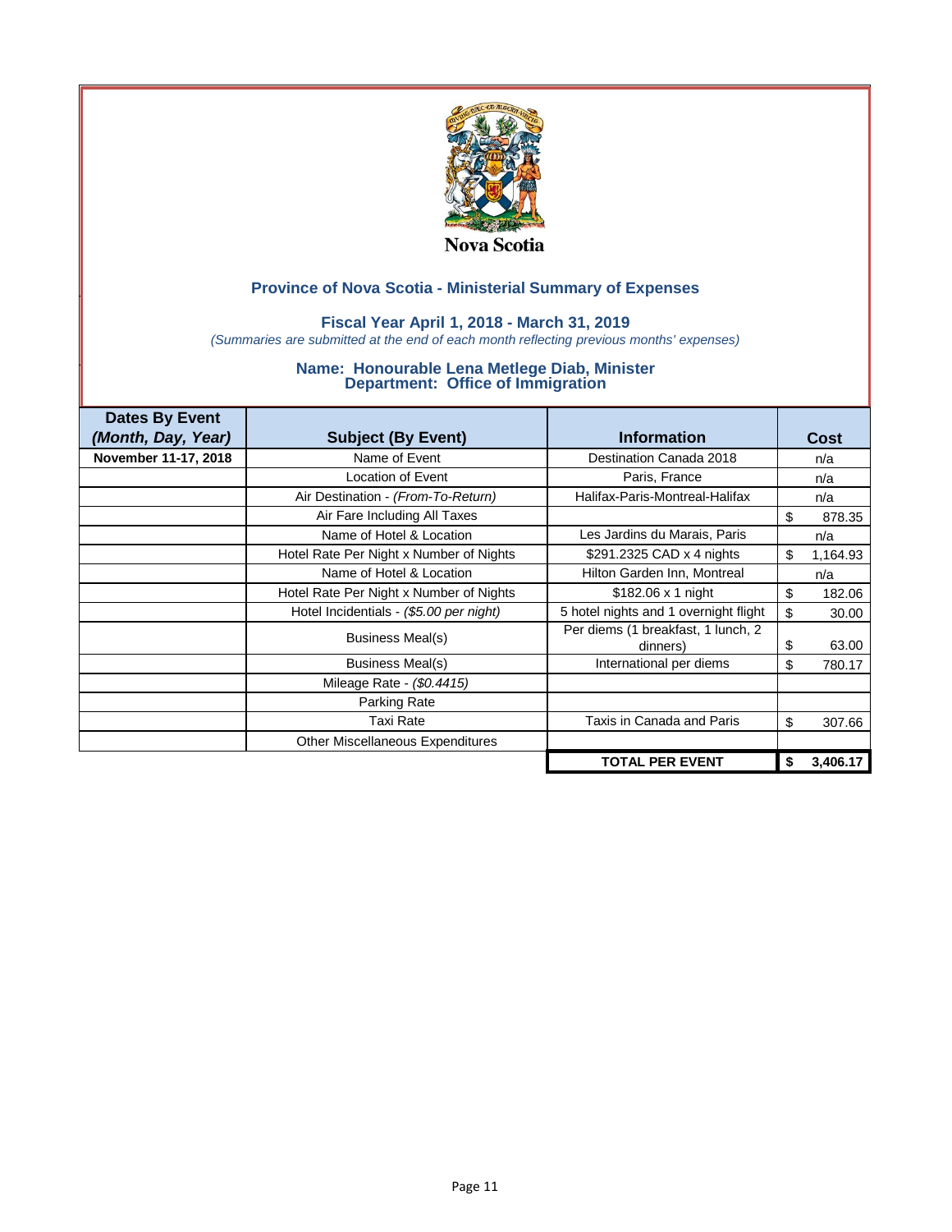Nova Scotia

## Province of Nova Scotia - Ministerial Summary of Expenses

### Fiscal Year April 1, 2018 - March 31, 2019

*(Summaries are submitted at the end of each month reflecting previous months' expenses)*

### Name: Honourable Lena Metlege Diab, Minister
### Department: Office of Immigration

| Dates By Event *(Month, Day, Year)* | Subject (By Event) | Information | Cost |
|---|---|---|---|
| **November 11-17, 2018** | Name of Event | Destination Canada 2018 | n/a |
| | Location of Event | Paris, France | n/a |
| | Air Destination - *(From-To-Return)* | Halifax-Paris-Montreal-Halifax | n/a |
| | Air Fare Including All Taxes | | $ 878.35 |
| | Name of Hotel & Location | Les Jardins du Marais, Paris | n/a |
| | Hotel Rate Per Night x Number of Nights | $291.2325 CAD x 4 nights | $ 1,164.93 |
| | Name of Hotel & Location | Hilton Garden Inn, Montreal | n/a |
| | Hotel Rate Per Night x Number of Nights | $182.06 x 1 night | $ 182.06 |
| | Hotel Incidentials - *($5.00 per night)* | 5 hotel nights and 1 overnight flight | $ 30.00 |
| | Business Meal(s) | Per diems (1 breakfast, 1 lunch, 2 dinners) | $ 63.00 |
| | Business Meal(s) | International per diems | $ 780.17 |
| | Mileage Rate - *($0.4415)* | | |
| | Parking Rate | | |
| | Taxi Rate | Taxis in Canada and Paris | $ 307.66 |
| | Other Miscellaneous Expenditures | | |
| | | **TOTAL PER EVENT** | **$ 3,406.17** |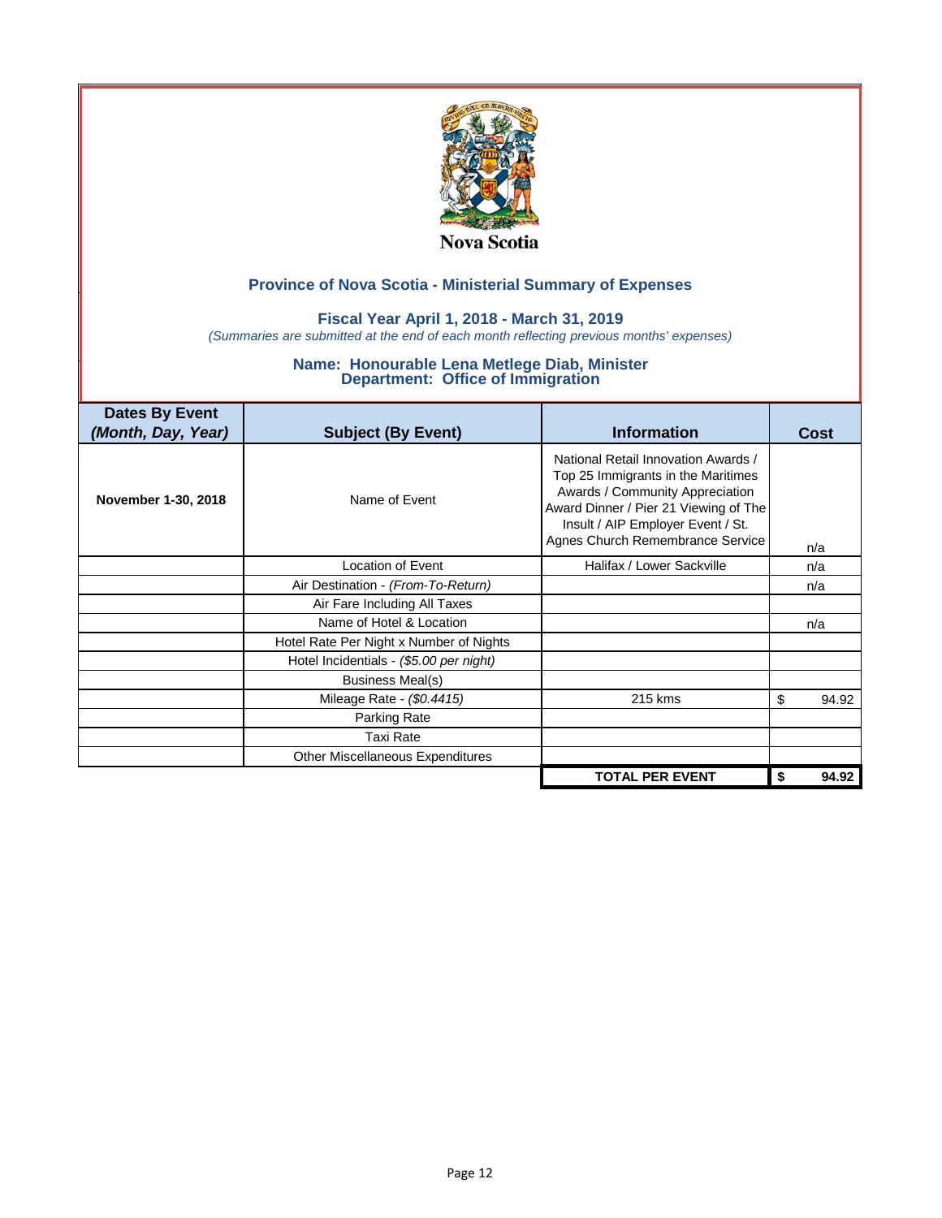Nova Scotia

## Province of Nova Scotia - Ministerial Summary of Expenses

### Fiscal Year April 1, 2018 - March 31, 2019

*(Summaries are submitted at the end of each month reflecting previous months' expenses)*

### Name: Honourable Lena Metlege Diab, Minister
### Department: Office of Immigration

| Dates By Event *(Month, Day, Year)* | Subject (By Event) | Information | Cost |
|---|---|---|---|
| **November 1-30, 2018** | Name of Event | National Retail Innovation Awards / Top 25 Immigrants in the Maritimes Awards / Community Appreciation Award Dinner / Pier 21 Viewing of The Insult / AIP Employer Event / St. Agnes Church Remembrance Service | n/a |
| | Location of Event | Halifax / Lower Sackville | n/a |
| | Air Destination - *(From-To-Return)* | | n/a |
| | Air Fare Including All Taxes | | |
| | Name of Hotel & Location | | n/a |
| | Hotel Rate Per Night x Number of Nights | | |
| | Hotel Incidentials - *($5.00 per night)* | | |
| | Business Meal(s) | | |
| | Mileage Rate - *($0.4415)* | 215 kms | $ 94.92 |
| | Parking Rate | | |
| | Taxi Rate | | |
| | Other Miscellaneous Expenditures | | |
| | | **TOTAL PER EVENT** | **$ 94.92** |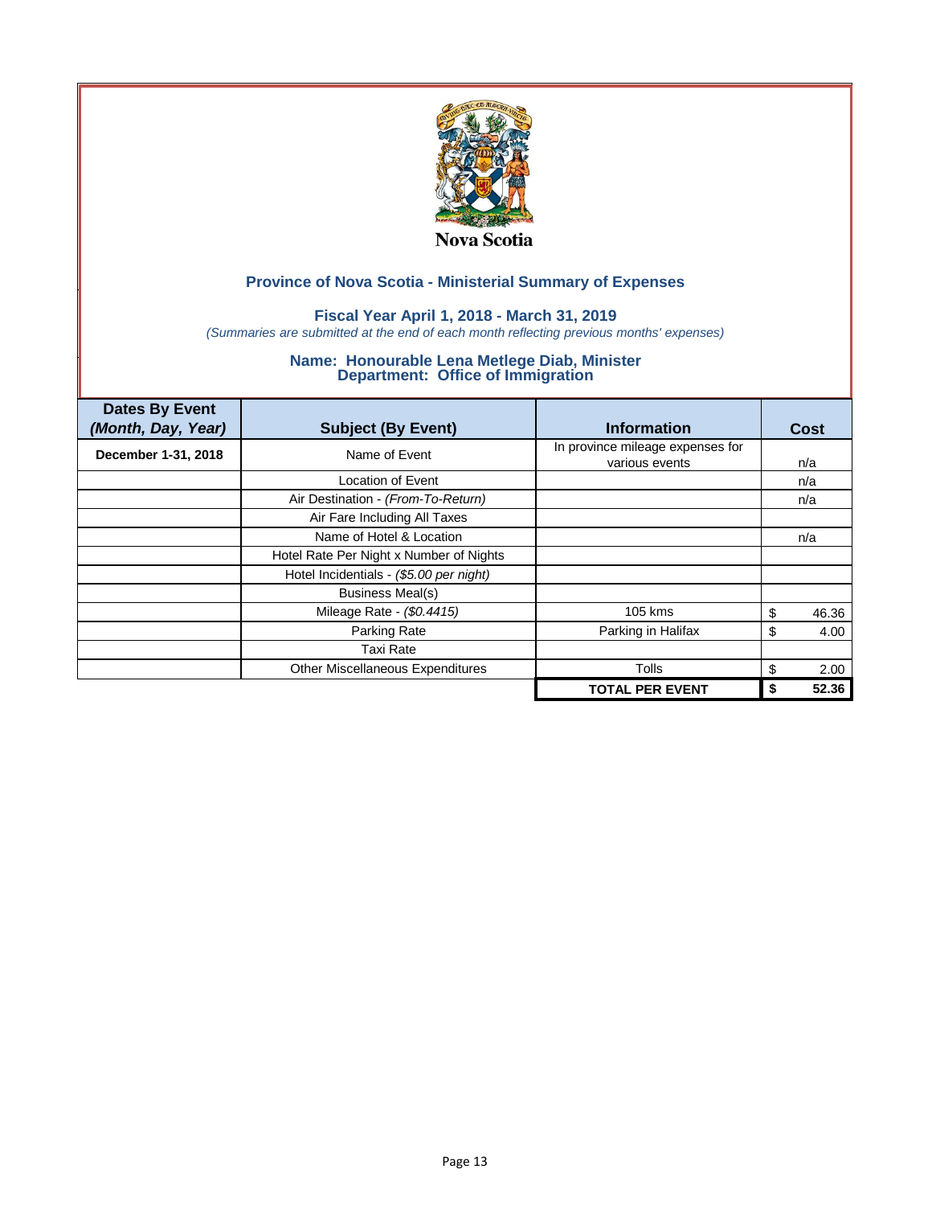Nova Scotia

## Province of Nova Scotia - Ministerial Summary of Expenses

### Fiscal Year April 1, 2018 - March 31, 2019

*(Summaries are submitted at the end of each month reflecting previous months' expenses)*

### Name: Honourable Lena Metlege Diab, Minister
### Department: Office of Immigration

| Dates By Event *(Month, Day, Year)* | Subject (By Event) | Information | Cost |
|---|---|---|---|
| **December 1-31, 2018** | Name of Event | In province mileage expenses for various events | n/a |
| | Location of Event | | n/a |
| | Air Destination - *(From-To-Return)* | | n/a |
| | Air Fare Including All Taxes | | |
| | Name of Hotel & Location | | n/a |
| | Hotel Rate Per Night x Number of Nights | | |
| | Hotel Incidentials - *($5.00 per night)* | | |
| | Business Meal(s) | | |
| | Mileage Rate - *($0.4415)* | 105 kms | $ 46.36 |
| | Parking Rate | Parking in Halifax | $ 4.00 |
| | Taxi Rate | | |
| | Other Miscellaneous Expenditures | Tolls | $ 2.00 |
| | | **TOTAL PER EVENT** | **$ 52.36** |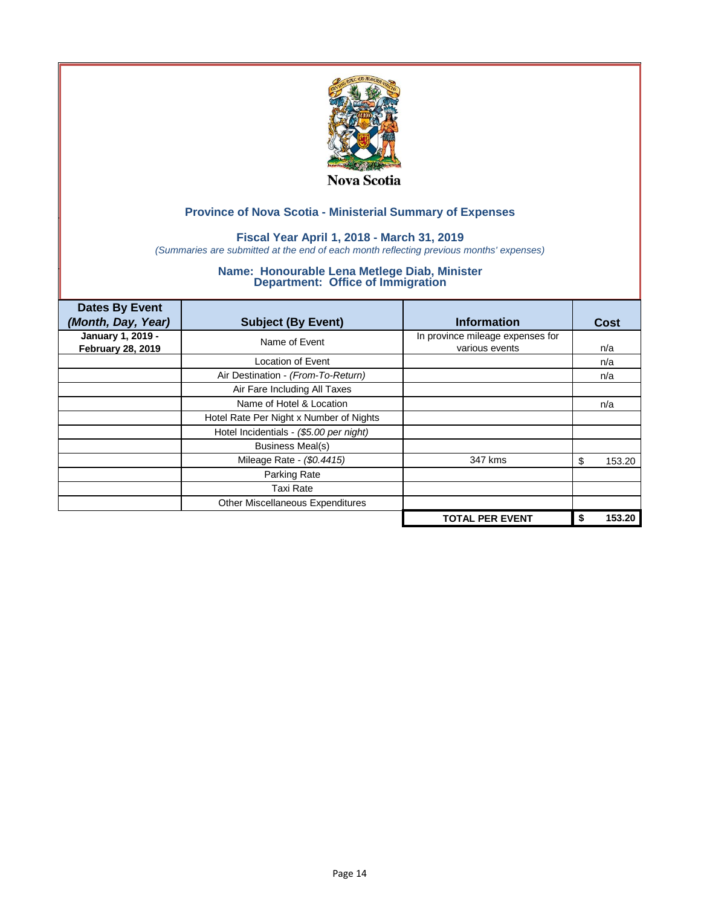Nova Scotia

## Province of Nova Scotia - Ministerial Summary of Expenses

### Fiscal Year April 1, 2018 - March 31, 2019

*(Summaries are submitted at the end of each month reflecting previous months' expenses)*

### Name: Honourable Lena Metlege Diab, Minister
### Department: Office of Immigration

| Dates By Event *(Month, Day, Year)* | Subject (By Event) | Information | Cost |
|---|---|---|---|
| **January 1, 2019 - February 28, 2019** | Name of Event | In province mileage expenses for various events | n/a |
| | Location of Event | | n/a |
| | Air Destination - *(From-To-Return)* | | n/a |
| | Air Fare Including All Taxes | | |
| | Name of Hotel & Location | | n/a |
| | Hotel Rate Per Night x Number of Nights | | |
| | Hotel Incidentials - *($5.00 per night)* | | |
| | Business Meal(s) | | |
| | Mileage Rate - *($0.4415)* | 347 kms | $ 153.20 |
| | Parking Rate | | |
| | Taxi Rate | | |
| | Other Miscellaneous Expenditures | | |
| | | **TOTAL PER EVENT** | **$ 153.20** |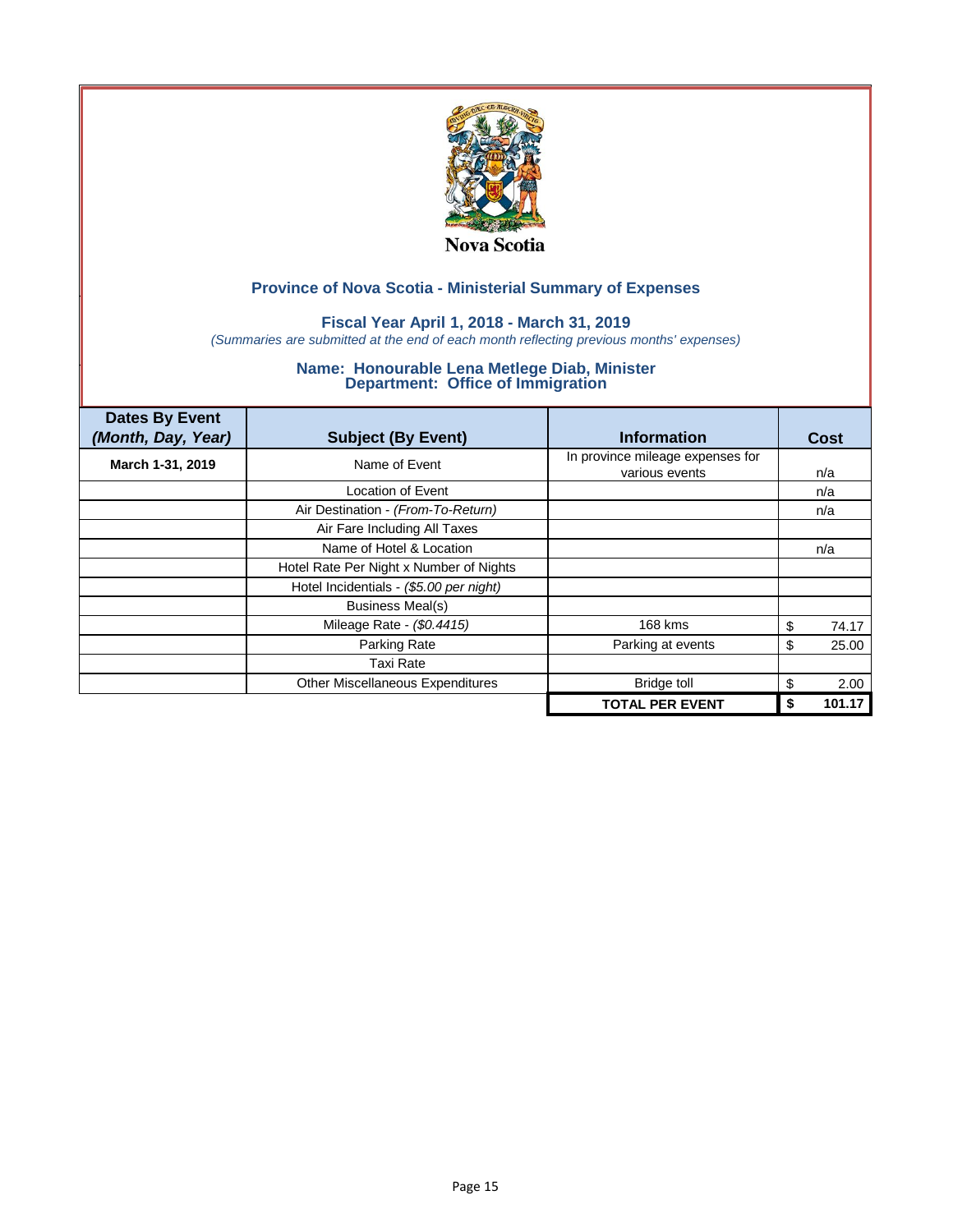Nova Scotia

## Province of Nova Scotia - Ministerial Summary of Expenses

### Fiscal Year April 1, 2018 - March 31, 2019

*(Summaries are submitted at the end of each month reflecting previous months' expenses)*

### Name: Honourable Lena Metlege Diab, Minister
### Department: Office of Immigration

| Dates By Event *(Month, Day, Year)* | Subject (By Event) | Information | Cost |
|---|---|---|---|
| **March 1-31, 2019** | Name of Event | In province mileage expenses for various events | n/a |
| | Location of Event | | n/a |
| | Air Destination - *(From-To-Return)* | | n/a |
| | Air Fare Including All Taxes | | |
| | Name of Hotel & Location | | n/a |
| | Hotel Rate Per Night x Number of Nights | | |
| | Hotel Incidentials - *($5.00 per night)* | | |
| | Business Meal(s) | | |
| | Mileage Rate - *($0.4415)* | 168 kms | $ 74.17 |
| | Parking Rate | Parking at events | $ 25.00 |
| | Taxi Rate | | |
| | Other Miscellaneous Expenditures | Bridge toll | $ 2.00 |
| | | **TOTAL PER EVENT** | **$ 101.17** |